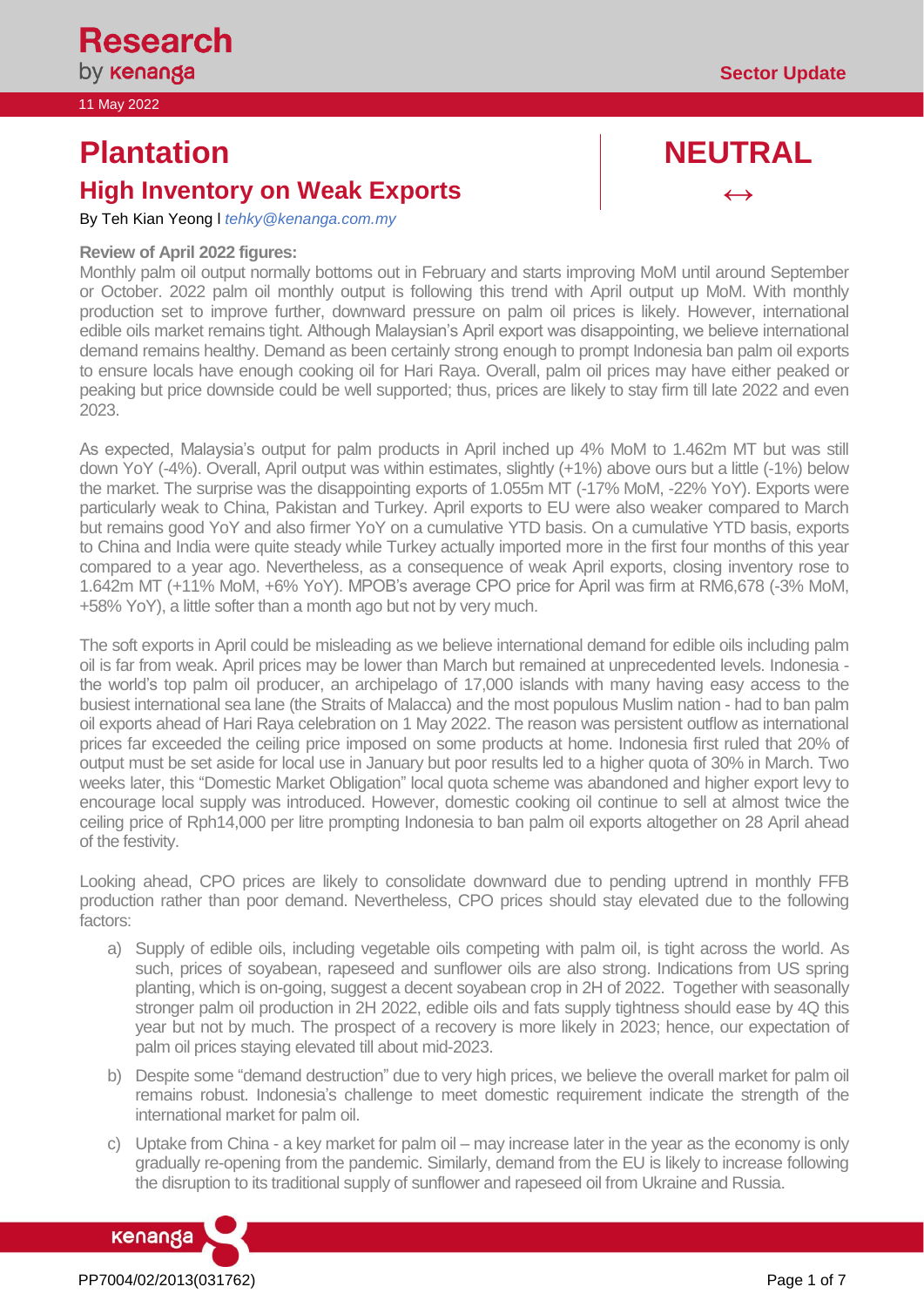Research by kenanga

11 May 2022

Sector Update

# Plantation

## High Inventory on Weak Exports

**NEUTRAL** ↔

By Teh Kian Yeong l *tehky@kenanga.com.my*

**Review of April 2022 figures:**

Monthly palm oil output normally bottoms out in February and starts improving MoM until around September or October. 2022 palm oil monthly output is following this trend with April output up MoM. With monthly production set to improve further, downward pressure on palm oil prices is likely. However, international edible oils market remains tight. Although Malaysian's April export was disappointing, we believe international demand remains healthy. Demand as been certainly strong enough to prompt Indonesia ban palm oil exports to ensure locals have enough cooking oil for Hari Raya. Overall, palm oil prices may have either peaked or peaking but price downside could be well supported; thus, prices are likely to stay firm till late 2022 and even 2023.

As expected, Malaysia's output for palm products in April inched up 4% MoM to 1.462m MT but was still down YoY (-4%). Overall, April output was within estimates, slightly (+1%) above ours but a little (-1%) below the market. The surprise was the disappointing exports of 1.055m MT (-17% MoM, -22% YoY). Exports were particularly weak to China, Pakistan and Turkey. April exports to EU were also weaker compared to March but remains good YoY and also firmer YoY on a cumulative YTD basis. On a cumulative YTD basis, exports to China and India were quite steady while Turkey actually imported more in the first four months of this year compared to a year ago. Nevertheless, as a consequence of weak April exports, closing inventory rose to 1.642m MT (+11% MoM, +6% YoY). MPOB's average CPO price for April was firm at RM6,678 (-3% MoM, +58% YoY), a little softer than a month ago but not by very much.

The soft exports in April could be misleading as we believe international demand for edible oils including palm oil is far from weak. April prices may be lower than March but remained at unprecedented levels. Indonesia - the world's top palm oil producer, an archipelago of 17,000 islands with many having easy access to the busiest international sea lane (the Straits of Malacca) and the most populous Muslim nation - had to ban palm oil exports ahead of Hari Raya celebration on 1 May 2022. The reason was persistent outflow as international prices far exceeded the ceiling price imposed on some products at home. Indonesia first ruled that 20% of output must be set aside for local use in January but poor results led to a higher quota of 30% in March. Two weeks later, this "Domestic Market Obligation" local quota scheme was abandoned and higher export levy to encourage local supply was introduced. However, domestic cooking oil continue to sell at almost twice the ceiling price of Rph14,000 per litre prompting Indonesia to ban palm oil exports altogether on 28 April ahead of the festivity.

Looking ahead, CPO prices are likely to consolidate downward due to pending uptrend in monthly FFB production rather than poor demand. Nevertheless, CPO prices should stay elevated due to the following factors:

a) Supply of edible oils, including vegetable oils competing with palm oil, is tight across the world. As such, prices of soyabean, rapeseed and sunflower oils are also strong. Indications from US spring planting, which is on-going, suggest a decent soyabean crop in 2H of 2022. Together with seasonally stronger palm oil production in 2H 2022, edible oils and fats supply tightness should ease by 4Q this year but not by much. The prospect of a recovery is more likely in 2023; hence, our expectation of palm oil prices staying elevated till about mid-2023.

b) Despite some "demand destruction" due to very high prices, we believe the overall market for palm oil remains robust. Indonesia's challenge to meet domestic requirement indicate the strength of the international market for palm oil.

c) Uptake from China - a key market for palm oil – may increase later in the year as the economy is only gradually re-opening from the pandemic. Similarly, demand from the EU is likely to increase following the disruption to its traditional supply of sunflower and rapeseed oil from Ukraine and Russia.

PP7004/02/2013(031762)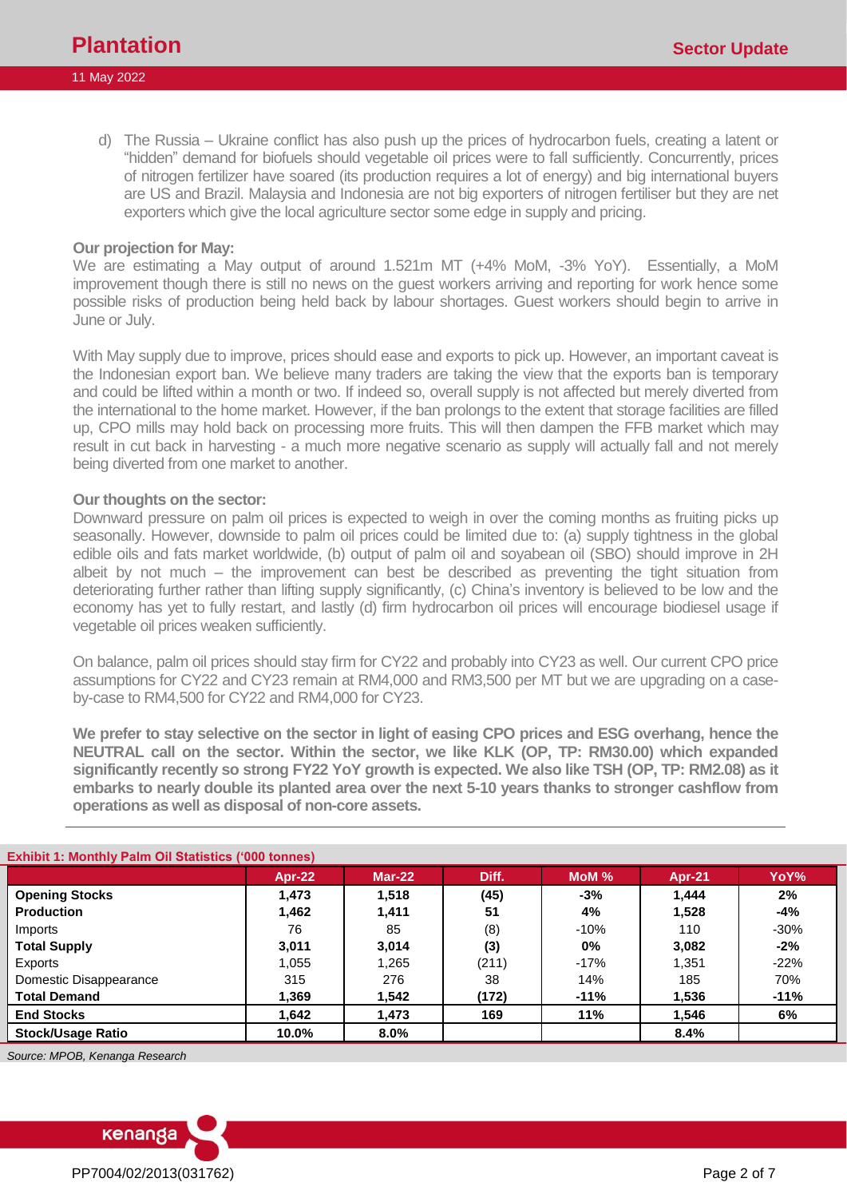d) The Russia – Ukraine conflict has also push up the prices of hydrocarbon fuels, creating a latent or "hidden" demand for biofuels should vegetable oil prices were to fall sufficiently. Concurrently, prices of nitrogen fertilizer have soared (its production requires a lot of energy) and big international buyers are US and Brazil. Malaysia and Indonesia are not big exporters of nitrogen fertiliser but they are net exporters which give the local agriculture sector some edge in supply and pricing.

**Our projection for May:**
We are estimating a May output of around 1.521m MT (+4% MoM, -3% YoY). Essentially, a MoM improvement though there is still no news on the guest workers arriving and reporting for work hence some possible risks of production being held back by labour shortages. Guest workers should begin to arrive in June or July.

With May supply due to improve, prices should ease and exports to pick up. However, an important caveat is the Indonesian export ban. We believe many traders are taking the view that the exports ban is temporary and could be lifted within a month or two. If indeed so, overall supply is not affected but merely diverted from the international to the home market. However, if the ban prolongs to the extent that storage facilities are filled up, CPO mills may hold back on processing more fruits. This will then dampen the FFB market which may result in cut back in harvesting - a much more negative scenario as supply will actually fall and not merely being diverted from one market to another.

**Our thoughts on the sector:**
Downward pressure on palm oil prices is expected to weigh in over the coming months as fruiting picks up seasonally. However, downside to palm oil prices could be limited due to: (a) supply tightness in the global edible oils and fats market worldwide, (b) output of palm oil and soyabean oil (SBO) should improve in 2H albeit by not much – the improvement can best be described as preventing the tight situation from deteriorating further rather than lifting supply significantly, (c) China's inventory is believed to be low and the economy has yet to fully restart, and lastly (d) firm hydrocarbon oil prices will encourage biodiesel usage if vegetable oil prices weaken sufficiently.

On balance, palm oil prices should stay firm for CY22 and probably into CY23 as well. Our current CPO price assumptions for CY22 and CY23 remain at RM4,000 and RM3,500 per MT but we are upgrading on a case-by-case to RM4,500 for CY22 and RM4,000 for CY23.

**We prefer to stay selective on the sector in light of easing CPO prices and ESG overhang, hence the NEUTRAL call on the sector. Within the sector, we like KLK (OP, TP: RM30.00) which expanded significantly recently so strong FY22 YoY growth is expected. We also like TSH (OP, TP: RM2.08) as it embarks to nearly double its planted area over the next 5-10 years thanks to stronger cashflow from operations as well as disposal of non-core assets.**

**Exhibit 1: Monthly Palm Oil Statistics ('000 tonnes)**

| | Apr-22 | Mar-22 | Diff. | MoM % | Apr-21 | YoY% |
|---|---|---|---|---|---|---|
| **Opening Stocks** | **1,473** | **1,518** | **(45)** | **-3%** | **1,444** | **2%** |
| **Production** | **1,462** | **1,411** | **51** | **4%** | **1,528** | **-4%** |
| Imports | 76 | 85 | (8) | -10% | 110 | -30% |
| **Total Supply** | **3,011** | **3,014** | **(3)** | **0%** | **3,082** | **-2%** |
| Exports | 1,055 | 1,265 | (211) | -17% | 1,351 | -22% |
| Domestic Disappearance | 315 | 276 | 38 | 14% | 185 | 70% |
| **Total Demand** | **1,369** | **1,542** | **(172)** | **-11%** | **1,536** | **-11%** |
| **End Stocks** | **1,642** | **1,473** | **169** | **11%** | **1,546** | **6%** |
| **Stock/Usage Ratio** | **10.0%** | **8.0%** | | | **8.4%** | |

*Source: MPOB, Kenanga Research*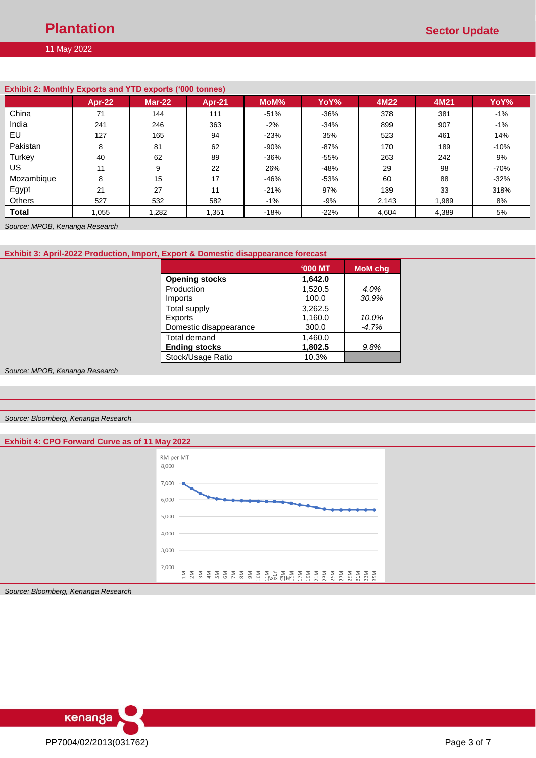**Exhibit 2: Monthly Exports and YTD exports ('000 tonnes)**

| | Apr-22 | Mar-22 | Apr-21 | MoM% | YoY% | 4M22 | 4M21 | YoY% |
|---|---|---|---|---|---|---|---|---|
| China | 71 | 144 | 111 | -51% | -36% | 378 | 381 | -1% |
| India | 241 | 246 | 363 | -2% | -34% | 899 | 907 | -1% |
| EU | 127 | 165 | 94 | -23% | 35% | 523 | 461 | 14% |
| Pakistan | 8 | 81 | 62 | -90% | -87% | 170 | 189 | -10% |
| Turkey | 40 | 62 | 89 | -36% | -55% | 263 | 242 | 9% |
| US | 11 | 9 | 22 | 26% | -48% | 29 | 98 | -70% |
| Mozambique | 8 | 15 | 17 | -46% | -53% | 60 | 88 | -32% |
| Egypt | 21 | 27 | 11 | -21% | 97% | 139 | 33 | 318% |
| Others | 527 | 532 | 582 | -1% | -9% | 2,143 | 1,989 | 8% |
| **Total** | 1,055 | 1,282 | 1,351 | -18% | -22% | 4,604 | 4,389 | 5% |

*Source: MPOB, Kenanga Research*

**Exhibit 3: April-2022 Production, Import, Export & Domestic disappearance forecast**

| | '000 MT | MoM chg |
|---|---|---|
| **Opening stocks** | **1,642.0** | |
| Production | 1,520.5 | *4.0%* |
| Imports | 100.0 | *30.9%* |
| Total supply | 3,262.5 | |
| Exports | 1,160.0 | *10.0%* |
| Domestic disappearance | 300.0 | *-4.7%* |
| Total demand | 1,460.0 | |
| **Ending stocks** | **1,802.5** | *9.8%* |
| Stock/Usage Ratio | 10.3% | |

*Source: MPOB, Kenanga Research*

*Source: Bloomberg, Kenanga Research*

**Exhibit 4: CPO Forward Curve as of 11 May 2022**

*Source: Bloomberg, Kenanga Research*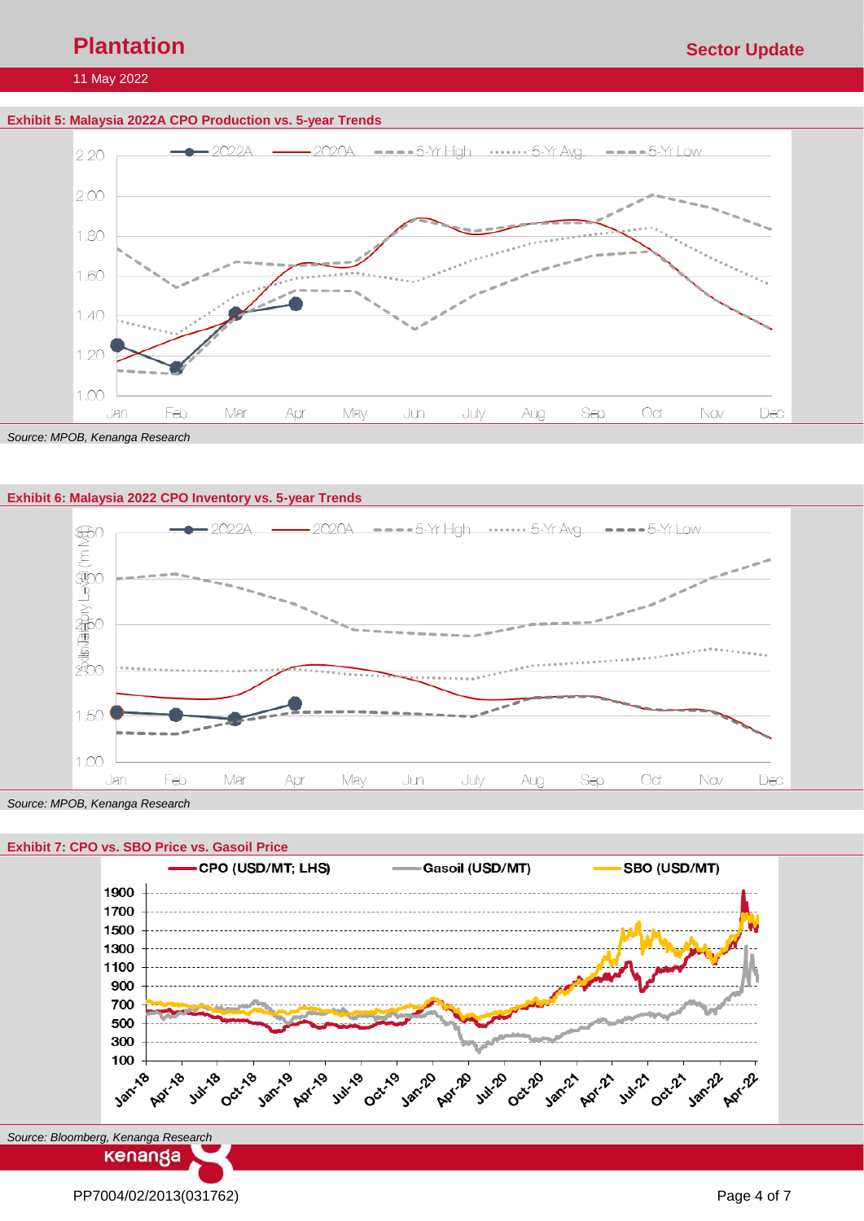**Exhibit 5: Malaysia 2022A CPO Production vs. 5-year Trends**

*Source: MPOB, Kenanga Research*

**Exhibit 6: Malaysia 2022 CPO Inventory vs. 5-year Trends**

*Source: MPOB, Kenanga Research*

**Exhibit 7: CPO vs. SBO Price vs. Gasoil Price**

*Source: Bloomberg, Kenanga Research*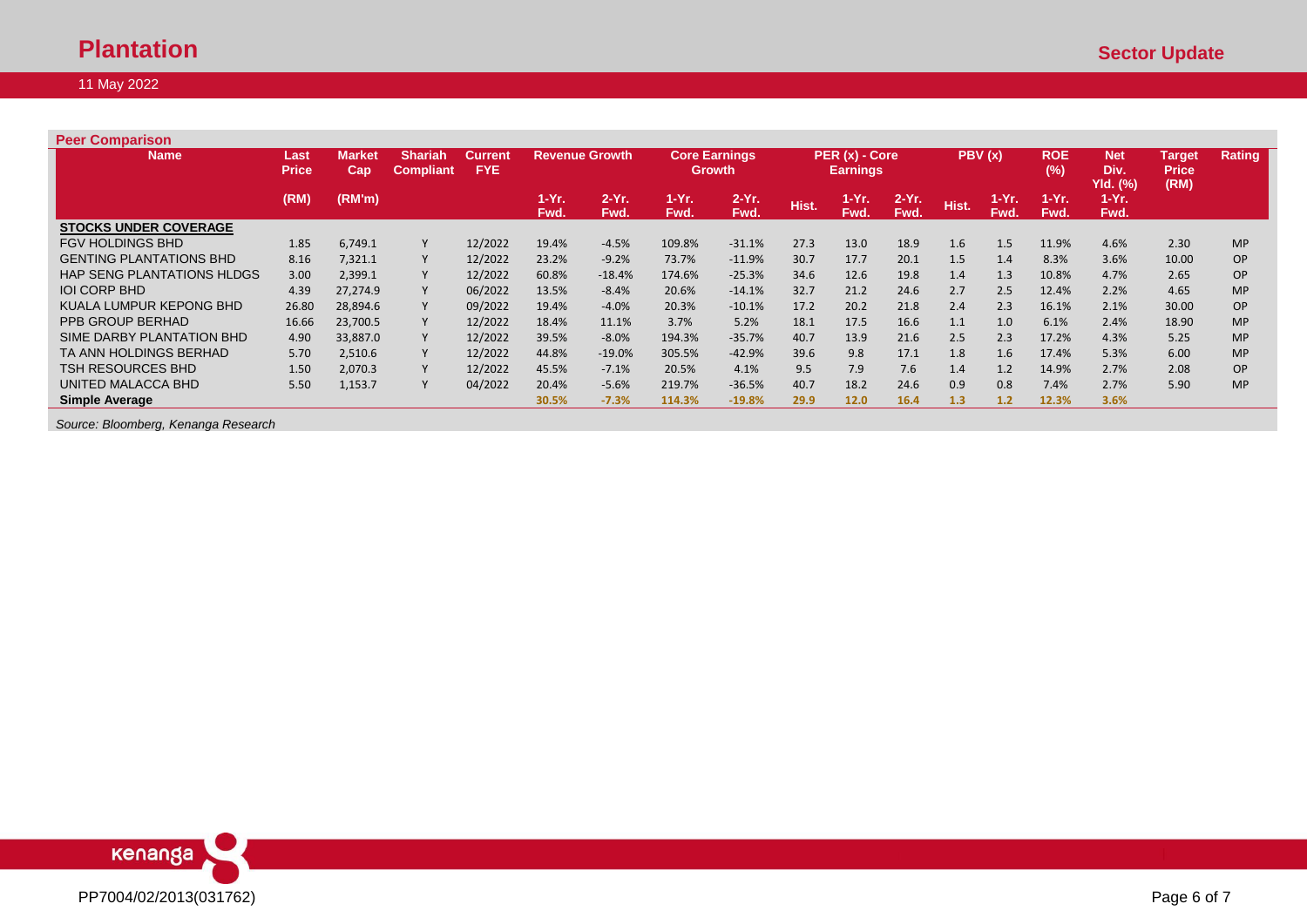## Peer Comparison

| Name | Last Price | Market Cap | Shariah Compliant | Current FYE | Revenue Growth | | Core Earnings Growth | | PER (x) - Core Earnings | | | PBV (x) | | ROE (%) | Net Div. Yld. (%) | Target Price (RM) | Rating |
|---|---|---|---|---|---|---|---|---|---|---|---|---|---|---|---|---|---|
| | (RM) | (RM'm) | | | 1-Yr. Fwd. | 2-Yr. Fwd. | 1-Yr. Fwd. | 2-Yr. Fwd. | Hist. | 1-Yr. Fwd. | 2-Yr. Fwd. | Hist. | 1-Yr. Fwd. | 1-Yr. Fwd. | 1-Yr. Fwd. | | |
| **STOCKS UNDER COVERAGE** | | | | | | | | | | | | | | | | | |
| FGV HOLDINGS BHD | 1.85 | 6,749.1 | Y | 12/2022 | 19.4% | -4.5% | 109.8% | -31.1% | 27.3 | 13.0 | 18.9 | 1.6 | 1.5 | 11.9% | 4.6% | 2.30 | MP |
| GENTING PLANTATIONS BHD | 8.16 | 7,321.1 | Y | 12/2022 | 23.2% | -9.2% | 73.7% | -11.9% | 30.7 | 17.7 | 20.1 | 1.5 | 1.4 | 8.3% | 3.6% | 10.00 | OP |
| HAP SENG PLANTATIONS HLDGS | 3.00 | 2,399.1 | Y | 12/2022 | 60.8% | -18.4% | 174.6% | -25.3% | 34.6 | 12.6 | 19.8 | 1.4 | 1.3 | 10.8% | 4.7% | 2.65 | OP |
| IOI CORP BHD | 4.39 | 27,274.9 | Y | 06/2022 | 13.5% | -8.4% | 20.6% | -14.1% | 32.7 | 21.2 | 24.6 | 2.7 | 2.5 | 12.4% | 2.2% | 4.65 | MP |
| KUALA LUMPUR KEPONG BHD | 26.80 | 28,894.6 | Y | 09/2022 | 19.4% | -4.0% | 20.3% | -10.1% | 17.2 | 20.2 | 21.8 | 2.4 | 2.3 | 16.1% | 2.1% | 30.00 | OP |
| PPB GROUP BERHAD | 16.66 | 23,700.5 | Y | 12/2022 | 18.4% | 11.1% | 3.7% | 5.2% | 18.1 | 17.5 | 16.6 | 1.1 | 1.0 | 6.1% | 2.4% | 18.90 | MP |
| SIME DARBY PLANTATION BHD | 4.90 | 33,887.0 | Y | 12/2022 | 39.5% | -8.0% | 194.3% | -35.7% | 40.7 | 13.9 | 21.6 | 2.5 | 2.3 | 17.2% | 4.3% | 5.25 | MP |
| TA ANN HOLDINGS BERHAD | 5.70 | 2,510.6 | Y | 12/2022 | 44.8% | -19.0% | 305.5% | -42.9% | 39.6 | 9.8 | 17.1 | 1.8 | 1.6 | 17.4% | 5.3% | 6.00 | MP |
| TSH RESOURCES BHD | 1.50 | 2,070.3 | Y | 12/2022 | 45.5% | -7.1% | 20.5% | 4.1% | 9.5 | 7.9 | 7.6 | 1.4 | 1.2 | 14.9% | 2.7% | 2.08 | OP |
| UNITED MALACCA BHD | 5.50 | 1,153.7 | Y | 04/2022 | 20.4% | -5.6% | 219.7% | -36.5% | 40.7 | 18.2 | 24.6 | 0.9 | 0.8 | 7.4% | 2.7% | 5.90 | MP |
| **Simple Average** | | | | | **30.5%** | **-7.3%** | **114.3%** | **-19.8%** | **29.9** | **12.0** | **16.4** | **1.3** | **1.2** | **12.3%** | **3.6%** | | |

*Source: Bloomberg, Kenanga Research*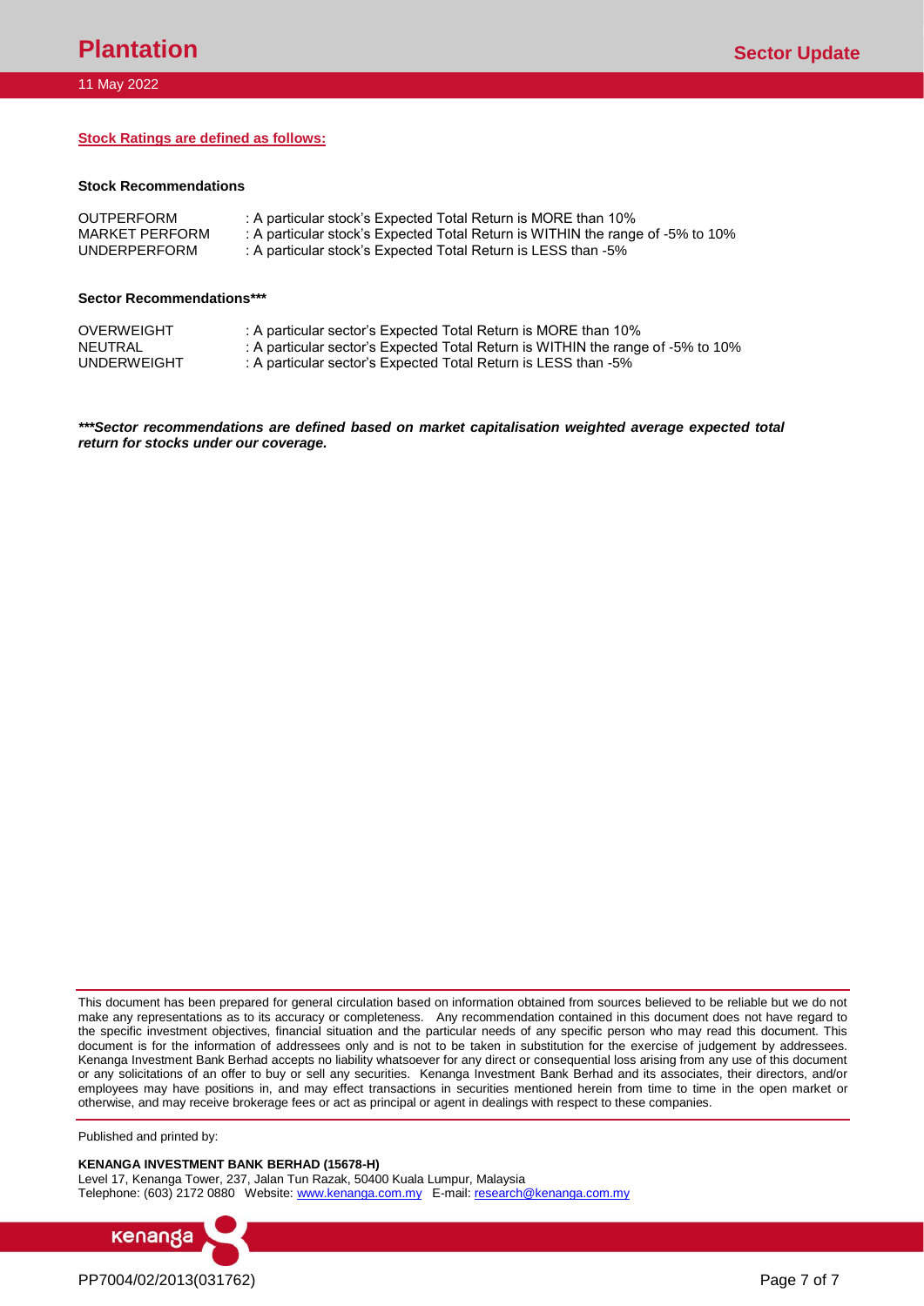**Stock Ratings are defined as follows:**

**Stock Recommendations**

| | |
|---|---|
| OUTPERFORM | : A particular stock's Expected Total Return is MORE than 10% |
| MARKET PERFORM | : A particular stock's Expected Total Return is WITHIN the range of -5% to 10% |
| UNDERPERFORM | : A particular stock's Expected Total Return is LESS than -5% |

**Sector Recommendations*****

| | |
|---|---|
| OVERWEIGHT | : A particular sector's Expected Total Return is MORE than 10% |
| NEUTRAL | : A particular sector's Expected Total Return is WITHIN the range of -5% to 10% |
| UNDERWEIGHT | : A particular sector's Expected Total Return is LESS than -5% |

***\*\*\*Sector recommendations are defined based on market capitalisation weighted average expected total return for stocks under our coverage.***

This document has been prepared for general circulation based on information obtained from sources believed to be reliable but we do not make any representations as to its accuracy or completeness. Any recommendation contained in this document does not have regard to the specific investment objectives, financial situation and the particular needs of any specific person who may read this document. This document is for the information of addressees only and is not to be taken in substitution for the exercise of judgement by addressees. Kenanga Investment Bank Berhad accepts no liability whatsoever for any direct or consequential loss arising from any use of this document or any solicitations of an offer to buy or sell any securities. Kenanga Investment Bank Berhad and its associates, their directors, and/or employees may have positions in, and may effect transactions in securities mentioned herein from time to time in the open market or otherwise, and may receive brokerage fees or act as principal or agent in dealings with respect to these companies.

Published and printed by:

**KENANGA INVESTMENT BANK BERHAD (15678-H)**
Level 17, Kenanga Tower, 237, Jalan Tun Razak, 50400 Kuala Lumpur, Malaysia
Telephone: (603) 2172 0880 Website: www.kenanga.com.my E-mail: research@kenanga.com.my

PP7004/02/2013(031762)